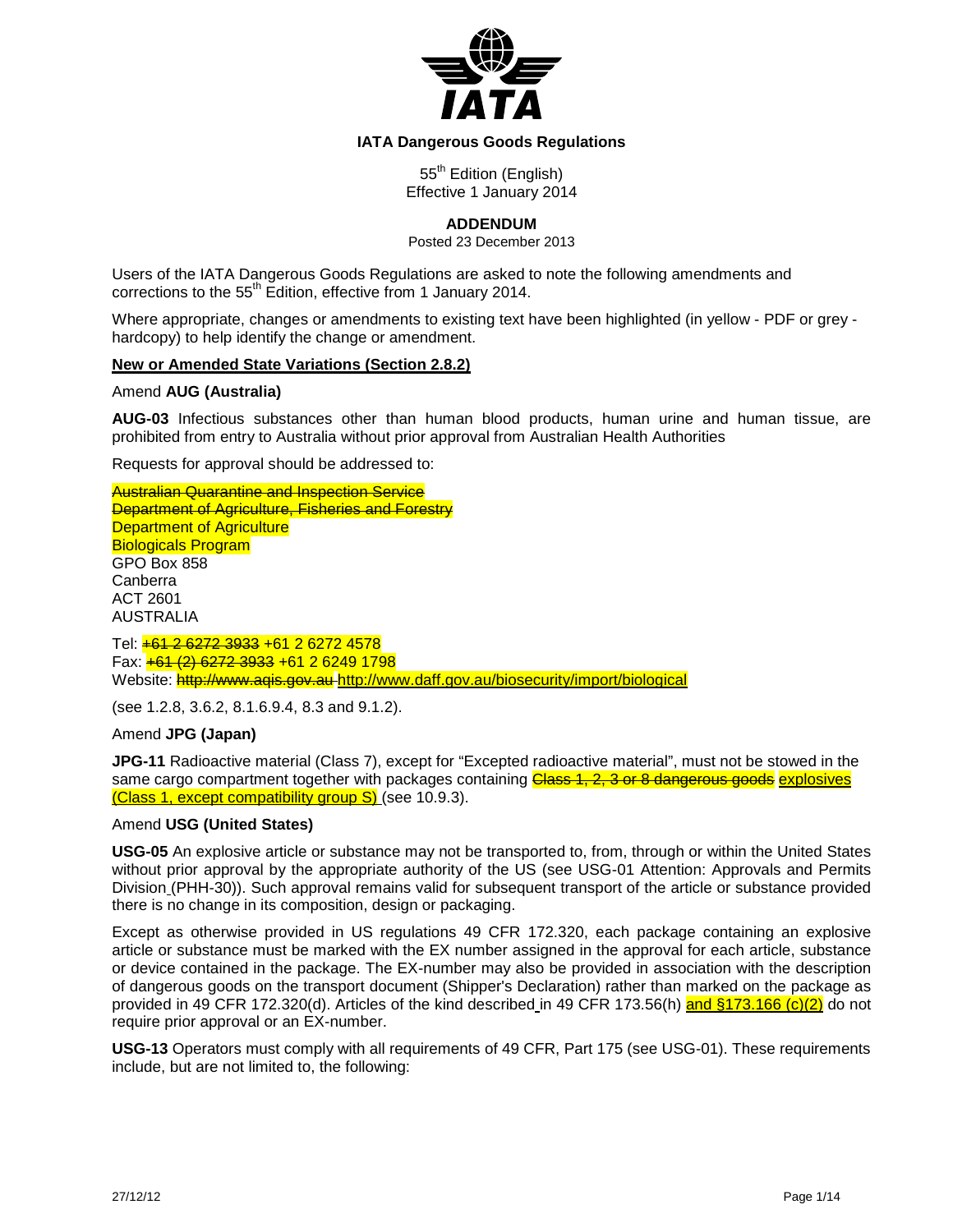**IATA Dangerous Goods Regulations**

55th Edition (English)
Effective 1 January 2014

**ADDENDUM**

Posted 23 December 2013

Users of the IATA Dangerous Goods Regulations are asked to note the following amendments and corrections to the 55th Edition, effective from 1 January 2014.

Where appropriate, changes or amendments to existing text have been highlighted (in yellow - PDF or grey - hardcopy) to help identify the change or amendment.

**New or Amended State Variations (Section 2.8.2)**

Amend **AUG (Australia)**

**AUG-03** Infectious substances other than human blood products, human urine and human tissue, are prohibited from entry to Australia without prior approval from Australian Health Authorities

Requests for approval should be addressed to:

~~Australian Quarantine and Inspection Service~~
~~Department of Agriculture, Fisheries and Forestry~~
Department of Agriculture
Biologicals Program
GPO Box 858
Canberra
ACT 2601
AUSTRALIA

Tel: ~~+61 2 6272 3933~~ +61 2 6272 4578
Fax: ~~+61 (2) 6272 3933~~ +61 2 6249 1798
Website: ~~http://www.aqis.gov.au~~ http://www.daff.gov.au/biosecurity/import/biological

(see 1.2.8, 3.6.2, 8.1.6.9.4, 8.3 and 9.1.2).

Amend **JPG (Japan)**

**JPG-11** Radioactive material (Class 7), except for "Excepted radioactive material", must not be stowed in the same cargo compartment together with packages containing ~~Class 1, 2, 3 or 8 dangerous goods~~ explosives (Class 1, except compatibility group S) (see 10.9.3).

Amend **USG (United States)**

**USG-05** An explosive article or substance may not be transported to, from, through or within the United States without prior approval by the appropriate authority of the US (see USG-01 Attention: Approvals and Permits Division (PHH-30)). Such approval remains valid for subsequent transport of the article or substance provided there is no change in its composition, design or packaging.

Except as otherwise provided in US regulations 49 CFR 172.320, each package containing an explosive article or substance must be marked with the EX number assigned in the approval for each article, substance or device contained in the package. The EX-number may also be provided in association with the description of dangerous goods on the transport document (Shipper's Declaration) rather than marked on the package as provided in 49 CFR 172.320(d). Articles of the kind described in 49 CFR 173.56(h) and §173.166 (c)(2) do not require prior approval or an EX-number.

**USG-13** Operators must comply with all requirements of 49 CFR, Part 175 (see USG-01). These requirements include, but are not limited to, the following: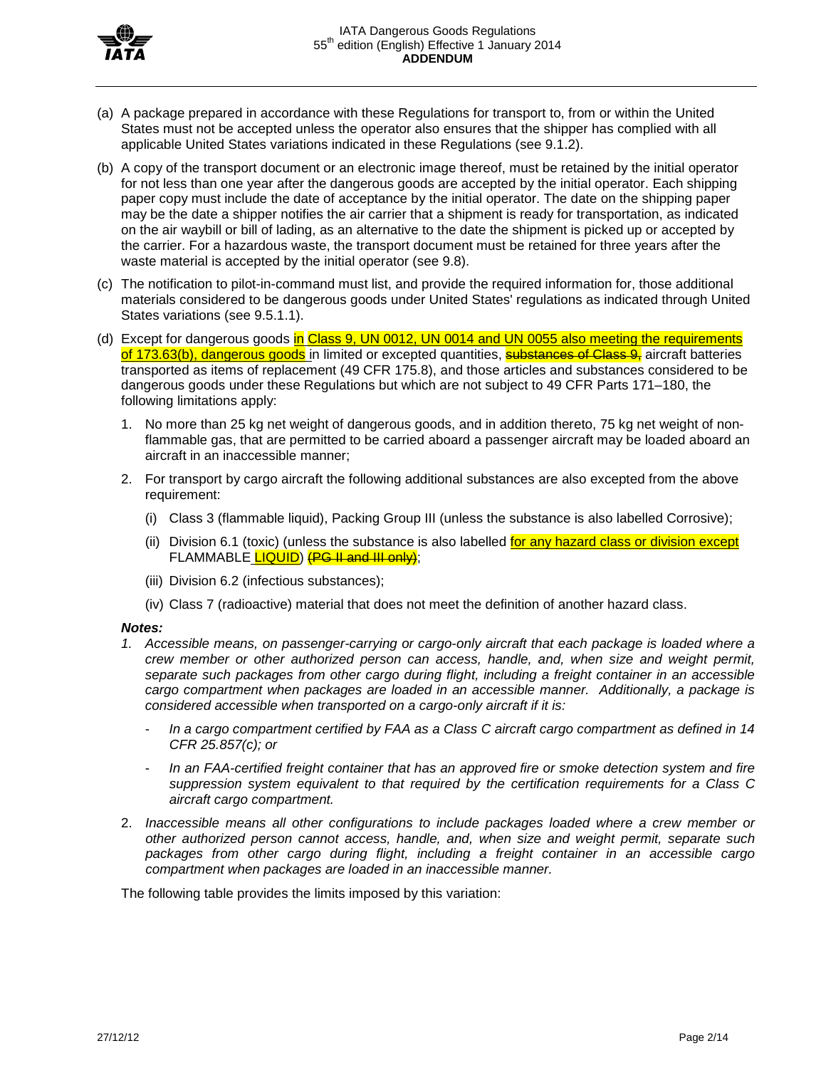(a) A package prepared in accordance with these Regulations for transport to, from or within the United States must not be accepted unless the operator also ensures that the shipper has complied with all applicable United States variations indicated in these Regulations (see 9.1.2).

(b) A copy of the transport document or an electronic image thereof, must be retained by the initial operator for not less than one year after the dangerous goods are accepted by the initial operator. Each shipping paper copy must include the date of acceptance by the initial operator. The date on the shipping paper may be the date a shipper notifies the air carrier that a shipment is ready for transportation, as indicated on the air waybill or bill of lading, as an alternative to the date the shipment is picked up or accepted by the carrier. For a hazardous waste, the transport document must be retained for three years after the waste material is accepted by the initial operator (see 9.8).

(c) The notification to pilot-in-command must list, and provide the required information for, those additional materials considered to be dangerous goods under United States' regulations as indicated through United States variations (see 9.5.1.1).

(d) Except for dangerous goods in Class 9, UN 0012, UN 0014 and UN 0055 also meeting the requirements of 173.63(b), dangerous goods in limited or excepted quantities, ~~substances of Class 9,~~ aircraft batteries transported as items of replacement (49 CFR 175.8), and those articles and substances considered to be dangerous goods under these Regulations but which are not subject to 49 CFR Parts 171–180, the following limitations apply:

   1. No more than 25 kg net weight of dangerous goods, and in addition thereto, 75 kg net weight of non-flammable gas, that are permitted to be carried aboard a passenger aircraft may be loaded aboard an aircraft in an inaccessible manner;

   2. For transport by cargo aircraft the following additional substances are also excepted from the above requirement:

      (i) Class 3 (flammable liquid), Packing Group III (unless the substance is also labelled Corrosive);

      (ii) Division 6.1 (toxic) (unless the substance is also labelled for any hazard class or division except FLAMMABLE LIQUID) ~~(PG II and III only)~~;

      (iii) Division 6.2 (infectious substances);

      (iv) Class 7 (radioactive) material that does not meet the definition of another hazard class.

***Notes:***

1. *Accessible means, on passenger-carrying or cargo-only aircraft that each package is loaded where a crew member or other authorized person can access, handle, and, when size and weight permit, separate such packages from other cargo during flight, including a freight container in an accessible cargo compartment when packages are loaded in an accessible manner. Additionally, a package is considered accessible when transported on a cargo-only aircraft if it is:*

   - *In a cargo compartment certified by FAA as a Class C aircraft cargo compartment as defined in 14 CFR 25.857(c); or*

   - *In an FAA-certified freight container that has an approved fire or smoke detection system and fire suppression system equivalent to that required by the certification requirements for a Class C aircraft cargo compartment.*

2. *Inaccessible means all other configurations to include packages loaded where a crew member or other authorized person cannot access, handle, and, when size and weight permit, separate such packages from other cargo during flight, including a freight container in an accessible cargo compartment when packages are loaded in an inaccessible manner.*

The following table provides the limits imposed by this variation: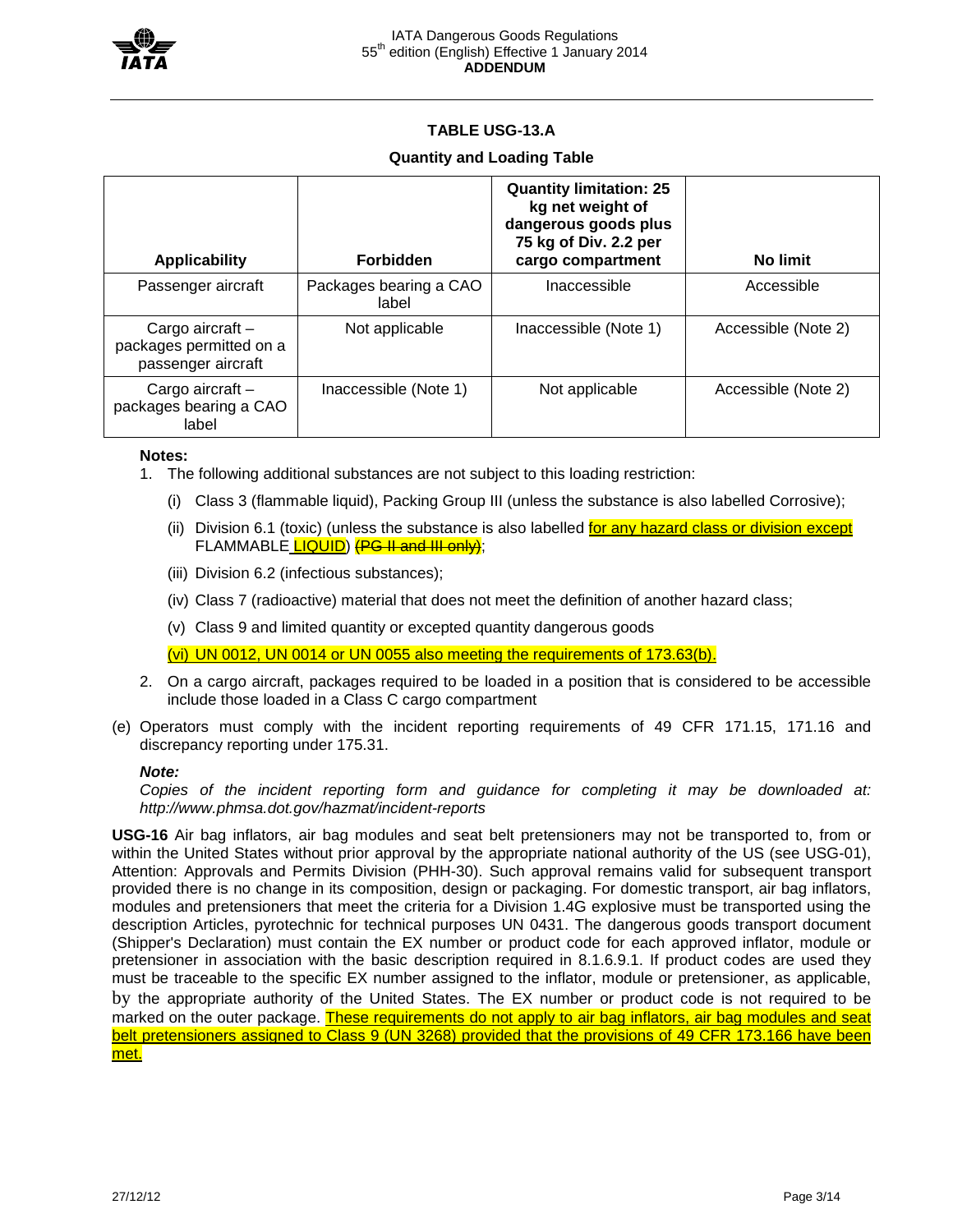**TABLE USG-13.A**

**Quantity and Loading Table**

| Applicability | Forbidden | Quantity limitation: 25 kg net weight of dangerous goods plus 75 kg of Div. 2.2 per cargo compartment | No limit |
|---|---|---|---|
| Passenger aircraft | Packages bearing a CAO label | Inaccessible | Accessible |
| Cargo aircraft – packages permitted on a passenger aircraft | Not applicable | Inaccessible (Note 1) | Accessible (Note 2) |
| Cargo aircraft – packages bearing a CAO label | Inaccessible (Note 1) | Not applicable | Accessible (Note 2) |

**Notes:**

1. The following additional substances are not subject to this loading restriction:
   - (i) Class 3 (flammable liquid), Packing Group III (unless the substance is also labelled Corrosive);
   - (ii) Division 6.1 (toxic) (unless the substance is also labelled for any hazard class or division except FLAMMABLE LIQUID) ~~(PG II and III only)~~;
   - (iii) Division 6.2 (infectious substances);
   - (iv) Class 7 (radioactive) material that does not meet the definition of another hazard class;
   - (v) Class 9 and limited quantity or excepted quantity dangerous goods
   - (vi) UN 0012, UN 0014 or UN 0055 also meeting the requirements of 173.63(b).
2. On a cargo aircraft, packages required to be loaded in a position that is considered to be accessible include those loaded in a Class C cargo compartment

(e) Operators must comply with the incident reporting requirements of 49 CFR 171.15, 171.16 and discrepancy reporting under 175.31.

***Note:***

*Copies of the incident reporting form and guidance for completing it may be downloaded at: http://www.phmsa.dot.gov/hazmat/incident-reports*

**USG-16** Air bag inflators, air bag modules and seat belt pretensioners may not be transported to, from or within the United States without prior approval by the appropriate national authority of the US (see USG-01), Attention: Approvals and Permits Division (PHH-30). Such approval remains valid for subsequent transport provided there is no change in its composition, design or packaging. For domestic transport, air bag inflators, modules and pretensioners that meet the criteria for a Division 1.4G explosive must be transported using the description Articles, pyrotechnic for technical purposes UN 0431. The dangerous goods transport document (Shipper's Declaration) must contain the EX number or product code for each approved inflator, module or pretensioner in association with the basic description required in 8.1.6.9.1. If product codes are used they must be traceable to the specific EX number assigned to the inflator, module or pretensioner, as applicable, by the appropriate authority of the United States. The EX number or product code is not required to be marked on the outer package. These requirements do not apply to air bag inflators, air bag modules and seat belt pretensioners assigned to Class 9 (UN 3268) provided that the provisions of 49 CFR 173.166 have been met.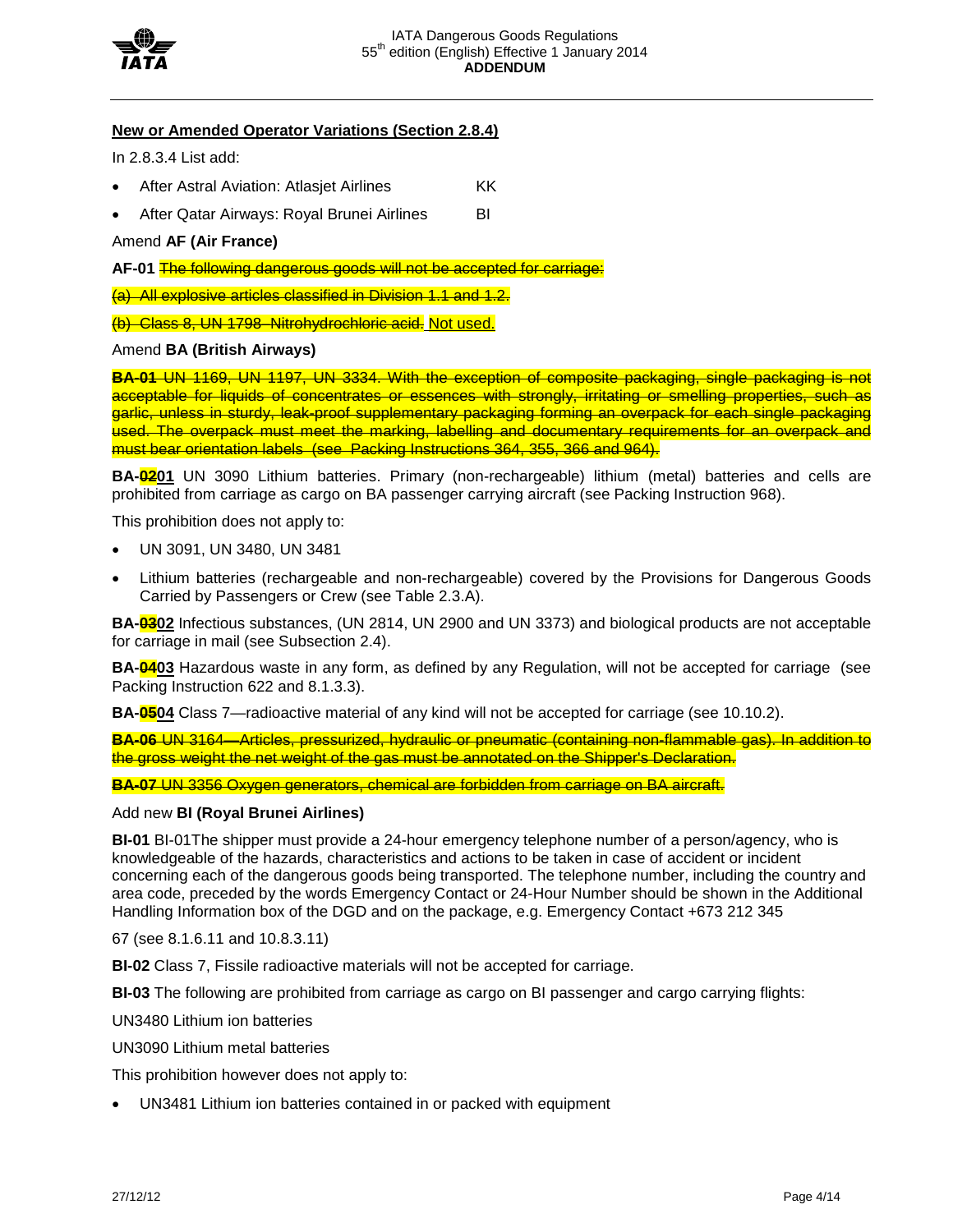**New or Amended Operator Variations (Section 2.8.4)**

In 2.8.3.4 List add:

- After Astral Aviation: Atlasjet Airlines KK
- After Qatar Airways: Royal Brunei Airlines BI

Amend **AF (Air France)**

**AF-01** ~~The following dangerous goods will not be accepted for carriage:~~

~~(a) All explosive articles classified in Division 1.1 and 1.2.~~

~~(b) Class 8, UN 1798 Nitrohydrochloric acid.~~ Not used.

Amend **BA (British Airways)**

~~**BA-01** UN 1169, UN 1197, UN 3334. With the exception of composite packaging, single packaging is not acceptable for liquids of concentrates or essences with strongly, irritating or smelling properties, such as garlic, unless in sturdy, leak-proof supplementary packaging forming an overpack for each single packaging used. The overpack must meet the marking, labelling and documentary requirements for an overpack and must bear orientation labels (see Packing Instructions 364, 355, 366 and 964).~~

**BA-~~02~~01** UN 3090 Lithium batteries. Primary (non-rechargeable) lithium (metal) batteries and cells are prohibited from carriage as cargo on BA passenger carrying aircraft (see Packing Instruction 968).

This prohibition does not apply to:

- UN 3091, UN 3480, UN 3481
- Lithium batteries (rechargeable and non-rechargeable) covered by the Provisions for Dangerous Goods Carried by Passengers or Crew (see Table 2.3.A).

**BA-~~03~~02** Infectious substances, (UN 2814, UN 2900 and UN 3373) and biological products are not acceptable for carriage in mail (see Subsection 2.4).

**BA-~~04~~03** Hazardous waste in any form, as defined by any Regulation, will not be accepted for carriage (see Packing Instruction 622 and 8.1.3.3).

**BA-~~05~~04** Class 7—radioactive material of any kind will not be accepted for carriage (see 10.10.2).

~~**BA-06** UN 3164—Articles, pressurized, hydraulic or pneumatic (containing non-flammable gas). In addition to the gross weight the net weight of the gas must be annotated on the Shipper's Declaration.~~

~~**BA-07** UN 3356 Oxygen generators, chemical are forbidden from carriage on BA aircraft.~~

Add new **BI (Royal Brunei Airlines)**

**BI-01** BI-01The shipper must provide a 24-hour emergency telephone number of a person/agency, who is knowledgeable of the hazards, characteristics and actions to be taken in case of accident or incident concerning each of the dangerous goods being transported. The telephone number, including the country and area code, preceded by the words Emergency Contact or 24-Hour Number should be shown in the Additional Handling Information box of the DGD and on the package, e.g. Emergency Contact +673 212 345

67 (see 8.1.6.11 and 10.8.3.11)

**BI-02** Class 7, Fissile radioactive materials will not be accepted for carriage.

**BI-03** The following are prohibited from carriage as cargo on BI passenger and cargo carrying flights:

UN3480 Lithium ion batteries

UN3090 Lithium metal batteries

This prohibition however does not apply to:

- UN3481 Lithium ion batteries contained in or packed with equipment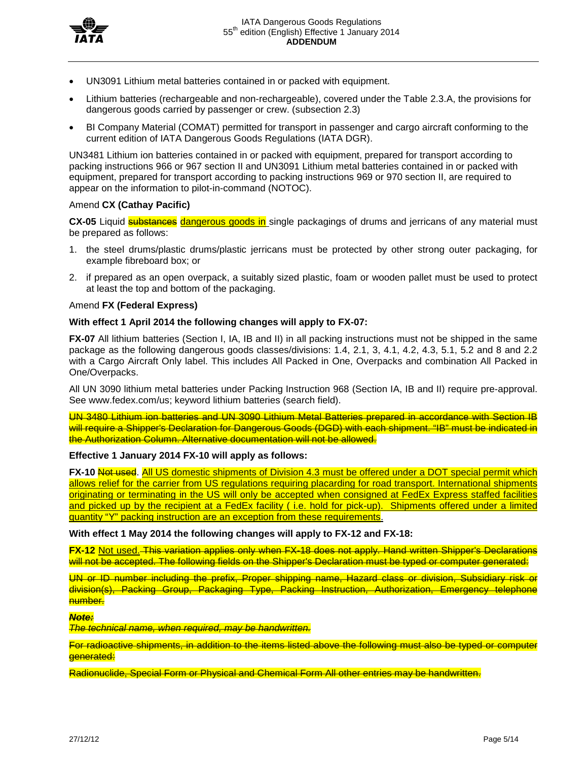- UN3091 Lithium metal batteries contained in or packed with equipment.
- Lithium batteries (rechargeable and non-rechargeable), covered under the Table 2.3.A, the provisions for dangerous goods carried by passenger or crew. (subsection 2.3)
- BI Company Material (COMAT) permitted for transport in passenger and cargo aircraft conforming to the current edition of IATA Dangerous Goods Regulations (IATA DGR).

UN3481 Lithium ion batteries contained in or packed with equipment, prepared for transport according to packing instructions 966 or 967 section II and UN3091 Lithium metal batteries contained in or packed with equipment, prepared for transport according to packing instructions 969 or 970 section II, are required to appear on the information to pilot-in-command (NOTOC).

Amend **CX (Cathay Pacific)**

**CX-05** Liquid ~~substances~~ <u>dangerous goods in</u> single packagings of drums and jerricans of any material must be prepared as follows:

1. the steel drums/plastic drums/plastic jerricans must be protected by other strong outer packaging, for example fibreboard box; or
2. if prepared as an open overpack, a suitably sized plastic, foam or wooden pallet must be used to protect at least the top and bottom of the packaging.

Amend **FX (Federal Express)**

**With effect 1 April 2014 the following changes will apply to FX-07:**

**FX-07** All lithium batteries (Section I, IA, IB and II) in all packing instructions must not be shipped in the same package as the following dangerous goods classes/divisions: 1.4, 2.1, 3, 4.1, 4.2, 4.3, 5.1, 5.2 and 8 and 2.2 with a Cargo Aircraft Only label. This includes All Packed in One, Overpacks and combination All Packed in One/Overpacks.

All UN 3090 lithium metal batteries under Packing Instruction 968 (Section IA, IB and II) require pre-approval. See www.fedex.com/us; keyword lithium batteries (search field).

~~UN 3480 Lithium ion batteries and UN 3090 Lithium Metal Batteries prepared in accordance with Section IB will require a Shipper's Declaration for Dangerous Goods (DGD) with each shipment. "IB" must be indicated in the Authorization Column. Alternative documentation will not be allowed.~~

**Effective 1 January 2014 FX-10 will apply as follows:**

**FX-10** ~~Not used~~. <u>All US domestic shipments of Division 4.3 must be offered under a DOT special permit which allows relief for the carrier from US regulations requiring placarding for road transport. International shipments originating or terminating in the US will only be accepted when consigned at FedEx Express staffed facilities and picked up by the recipient at a FedEx facility ( i.e. hold for pick-up). Shipments offered under a limited quantity "Y" packing instruction are an exception from these requirements</u>.

**With effect 1 May 2014 the following changes will apply to FX-12 and FX-18:**

**FX-12** <u>Not used.</u> ~~This variation applies only when FX-18 does not apply. Hand written Shipper's Declarations will not be accepted. The following fields on the Shipper's Declaration must be typed or computer generated:~~

~~UN or ID number including the prefix, Proper shipping name, Hazard class or division, Subsidiary risk or division(s), Packing Group, Packaging Type, Packing Instruction, Authorization, Emergency telephone number.~~

~~***Note:***~~
~~*The technical name, when required, may be handwritten.*~~

~~For radioactive shipments, in addition to the items listed above the following must also be typed or computer generated:~~

~~Radionuclide, Special Form or Physical and Chemical Form All other entries may be handwritten.~~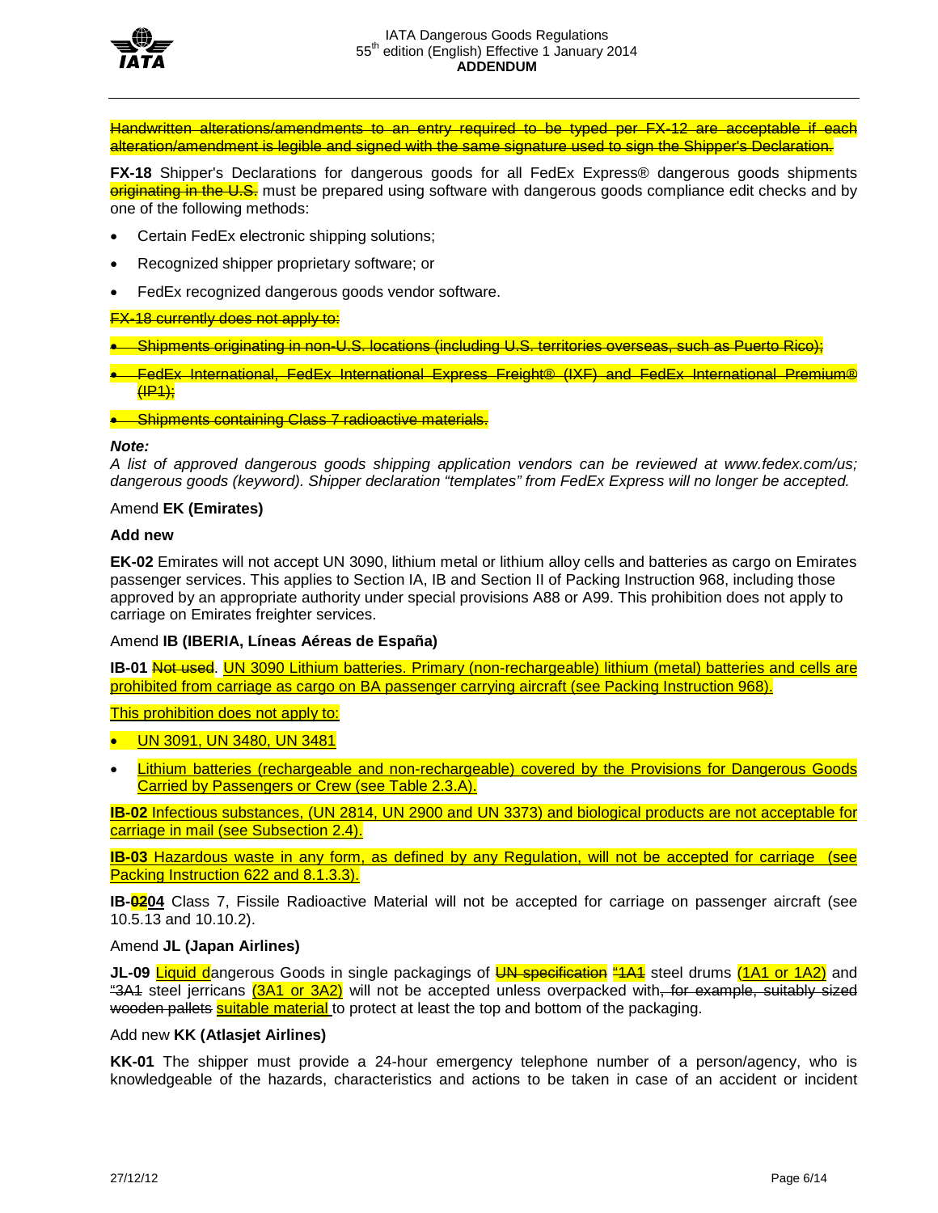~~Handwritten alterations/amendments to an entry required to be typed per FX-12 are acceptable if each alteration/amendment is legible and signed with the same signature used to sign the Shipper's Declaration.~~

**FX-18** Shipper's Declarations for dangerous goods for all FedEx Express® dangerous goods shipments ~~originating in the U.S.~~ must be prepared using software with dangerous goods compliance edit checks and by one of the following methods:

- Certain FedEx electronic shipping solutions;
- Recognized shipper proprietary software; or
- FedEx recognized dangerous goods vendor software.

~~FX-18 currently does not apply to:~~

- ~~Shipments originating in non-U.S. locations (including U.S. territories overseas, such as Puerto Rico);~~
- ~~FedEx International, FedEx International Express Freight® (IXF) and FedEx International Premium® (IP1);~~
- ~~Shipments containing Class 7 radioactive materials.~~

***Note:***

*A list of approved dangerous goods shipping application vendors can be reviewed at www.fedex.com/us; dangerous goods (keyword). Shipper declaration "templates" from FedEx Express will no longer be accepted.*

Amend **EK (Emirates)**

**Add new**

**EK-02** Emirates will not accept UN 3090, lithium metal or lithium alloy cells and batteries as cargo on Emirates passenger services. This applies to Section IA, IB and Section II of Packing Instruction 968, including those approved by an appropriate authority under special provisions A88 or A99. This prohibition does not apply to carriage on Emirates freighter services.

Amend **IB (IBERIA, Líneas Aéreas de España)**

**IB-01** ~~Not used~~. <u>UN 3090 Lithium batteries. Primary (non-rechargeable) lithium (metal) batteries and cells are prohibited from carriage as cargo on BA passenger carrying aircraft (see Packing Instruction 968).</u>

<u>This prohibition does not apply to:</u>

- <u>UN 3091, UN 3480, UN 3481</u>
- <u>Lithium batteries (rechargeable and non-rechargeable) covered by the Provisions for Dangerous Goods Carried by Passengers or Crew (see Table 2.3.A).</u>

<u>**IB-02** Infectious substances, (UN 2814, UN 2900 and UN 3373) and biological products are not acceptable for carriage in mail (see Subsection 2.4).</u>

<u>**IB-03** Hazardous waste in any form, as defined by any Regulation, will not be accepted for carriage (see Packing Instruction 622 and 8.1.3.3).</u>

**IB-~~02~~<u>04</u>** Class 7, Fissile Radioactive Material will not be accepted for carriage on passenger aircraft (see 10.5.13 and 10.10.2).

Amend **JL (Japan Airlines)**

**JL-09** <u>Liquid d</u>angerous Goods in single packagings of ~~UN specification~~ ~~"1A1~~ steel drums <u>(1A1 or 1A2)</u> and ~~"3A1~~ steel jerricans <u>(3A1 or 3A2)</u> will not be accepted unless overpacked with~~, for example, suitably sized wooden pallets~~ <u>suitable material</u> to protect at least the top and bottom of the packaging.

Add new **KK (Atlasjet Airlines)**

**KK-01** The shipper must provide a 24-hour emergency telephone number of a person/agency, who is knowledgeable of the hazards, characteristics and actions to be taken in case of an accident or incident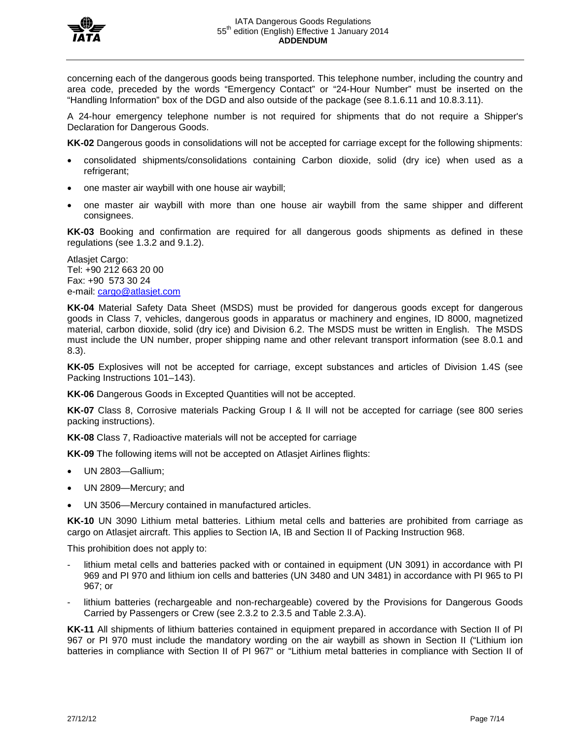concerning each of the dangerous goods being transported. This telephone number, including the country and area code, preceded by the words "Emergency Contact" or "24-Hour Number" must be inserted on the "Handling Information" box of the DGD and also outside of the package (see 8.1.6.11 and 10.8.3.11).

A 24-hour emergency telephone number is not required for shipments that do not require a Shipper's Declaration for Dangerous Goods.

**KK-02** Dangerous goods in consolidations will not be accepted for carriage except for the following shipments:

- consolidated shipments/consolidations containing Carbon dioxide, solid (dry ice) when used as a refrigerant;
- one master air waybill with one house air waybill;
- one master air waybill with more than one house air waybill from the same shipper and different consignees.

**KK-03** Booking and confirmation are required for all dangerous goods shipments as defined in these regulations (see 1.3.2 and 9.1.2).

Atlasjet Cargo:
Tel: +90 212 663 20 00
Fax: +90 573 30 24
e-mail: cargo@atlasjet.com

**KK-04** Material Safety Data Sheet (MSDS) must be provided for dangerous goods except for dangerous goods in Class 7, vehicles, dangerous goods in apparatus or machinery and engines, ID 8000, magnetized material, carbon dioxide, solid (dry ice) and Division 6.2. The MSDS must be written in English. The MSDS must include the UN number, proper shipping name and other relevant transport information (see 8.0.1 and 8.3).

**KK-05** Explosives will not be accepted for carriage, except substances and articles of Division 1.4S (see Packing Instructions 101–143).

**KK-06** Dangerous Goods in Excepted Quantities will not be accepted.

**KK-07** Class 8, Corrosive materials Packing Group I & II will not be accepted for carriage (see 800 series packing instructions).

**KK-08** Class 7, Radioactive materials will not be accepted for carriage

**KK-09** The following items will not be accepted on Atlasjet Airlines flights:

- UN 2803—Gallium;
- UN 2809—Mercury; and
- UN 3506—Mercury contained in manufactured articles.

**KK-10** UN 3090 Lithium metal batteries. Lithium metal cells and batteries are prohibited from carriage as cargo on Atlasjet aircraft. This applies to Section IA, IB and Section II of Packing Instruction 968.

This prohibition does not apply to:

- lithium metal cells and batteries packed with or contained in equipment (UN 3091) in accordance with PI 969 and PI 970 and lithium ion cells and batteries (UN 3480 and UN 3481) in accordance with PI 965 to PI 967; or
- lithium batteries (rechargeable and non-rechargeable) covered by the Provisions for Dangerous Goods Carried by Passengers or Crew (see 2.3.2 to 2.3.5 and Table 2.3.A).

**KK-11** All shipments of lithium batteries contained in equipment prepared in accordance with Section II of PI 967 or PI 970 must include the mandatory wording on the air waybill as shown in Section II ("Lithium ion batteries in compliance with Section II of PI 967" or "Lithium metal batteries in compliance with Section II of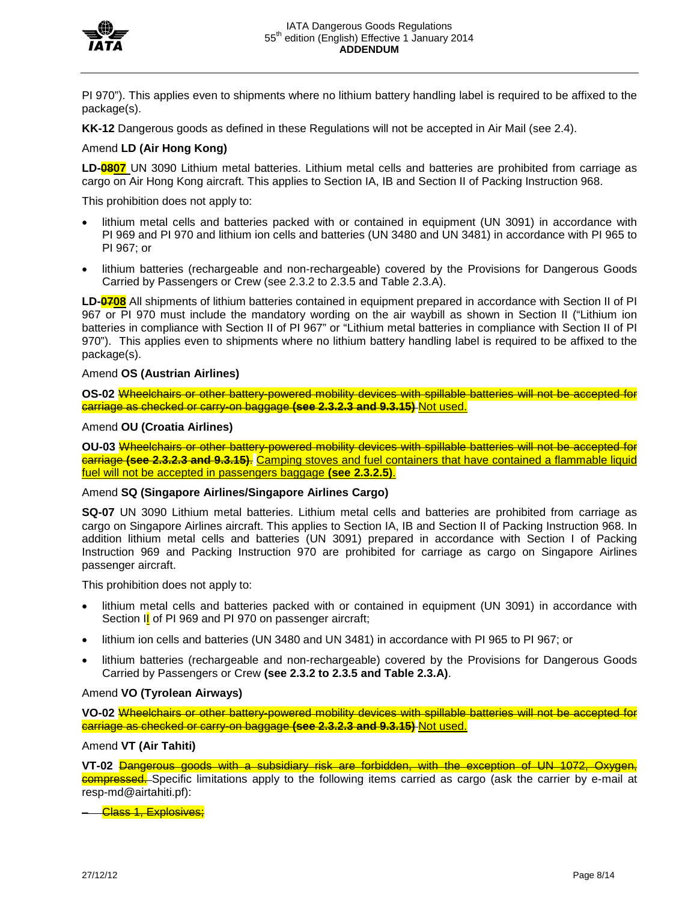PI 970"). This applies even to shipments where no lithium battery handling label is required to be affixed to the package(s).

**KK-12** Dangerous goods as defined in these Regulations will not be accepted in Air Mail (see 2.4).

Amend **LD (Air Hong Kong)**

**LD-~~08~~07** UN 3090 Lithium metal batteries. Lithium metal cells and batteries are prohibited from carriage as cargo on Air Hong Kong aircraft. This applies to Section IA, IB and Section II of Packing Instruction 968.

This prohibition does not apply to:

- lithium metal cells and batteries packed with or contained in equipment (UN 3091) in accordance with PI 969 and PI 970 and lithium ion cells and batteries (UN 3480 and UN 3481) in accordance with PI 965 to PI 967; or
- lithium batteries (rechargeable and non-rechargeable) covered by the Provisions for Dangerous Goods Carried by Passengers or Crew (see 2.3.2 to 2.3.5 and Table 2.3.A).

**LD-~~07~~08** All shipments of lithium batteries contained in equipment prepared in accordance with Section II of PI 967 or PI 970 must include the mandatory wording on the air waybill as shown in Section II ("Lithium ion batteries in compliance with Section II of PI 967" or "Lithium metal batteries in compliance with Section II of PI 970"). This applies even to shipments where no lithium battery handling label is required to be affixed to the package(s).

Amend **OS (Austrian Airlines)**

**OS-02** ~~Wheelchairs or other battery-powered mobility devices with spillable batteries will not be accepted for carriage as checked or carry-on baggage **(see 2.3.2.3 and 9.3.15)**~~ Not used.

Amend **OU (Croatia Airlines)**

**OU-03** ~~Wheelchairs or other battery-powered mobility devices with spillable batteries will not be accepted for carriage **(see 2.3.2.3 and 9.3.15)**~~. Camping stoves and fuel containers that have contained a flammable liquid fuel will not be accepted in passengers baggage **(see 2.3.2.5)**.

Amend **SQ (Singapore Airlines/Singapore Airlines Cargo)**

**SQ-07** UN 3090 Lithium metal batteries. Lithium metal cells and batteries are prohibited from carriage as cargo on Singapore Airlines aircraft. This applies to Section IA, IB and Section II of Packing Instruction 968. In addition lithium metal cells and batteries (UN 3091) prepared in accordance with Section I of Packing Instruction 969 and Packing Instruction 970 are prohibited for carriage as cargo on Singapore Airlines passenger aircraft.

This prohibition does not apply to:

- lithium metal cells and batteries packed with or contained in equipment (UN 3091) in accordance with Section II of PI 969 and PI 970 on passenger aircraft;
- lithium ion cells and batteries (UN 3480 and UN 3481) in accordance with PI 965 to PI 967; or
- lithium batteries (rechargeable and non-rechargeable) covered by the Provisions for Dangerous Goods Carried by Passengers or Crew **(see 2.3.2 to 2.3.5 and Table 2.3.A)**.

Amend **VO (Tyrolean Airways)**

**VO-02** ~~Wheelchairs or other battery-powered mobility devices with spillable batteries will not be accepted for carriage as checked or carry-on baggage **(see 2.3.2.3 and 9.3.15)**~~ Not used.

Amend **VT (Air Tahiti)**

**VT-02** ~~Dangerous goods with a subsidiary risk are forbidden, with the exception of UN 1072, Oxygen, compressed.~~ Specific limitations apply to the following items carried as cargo (ask the carrier by e-mail at resp-md@airtahiti.pf):

– ~~Class 1, Explosives;~~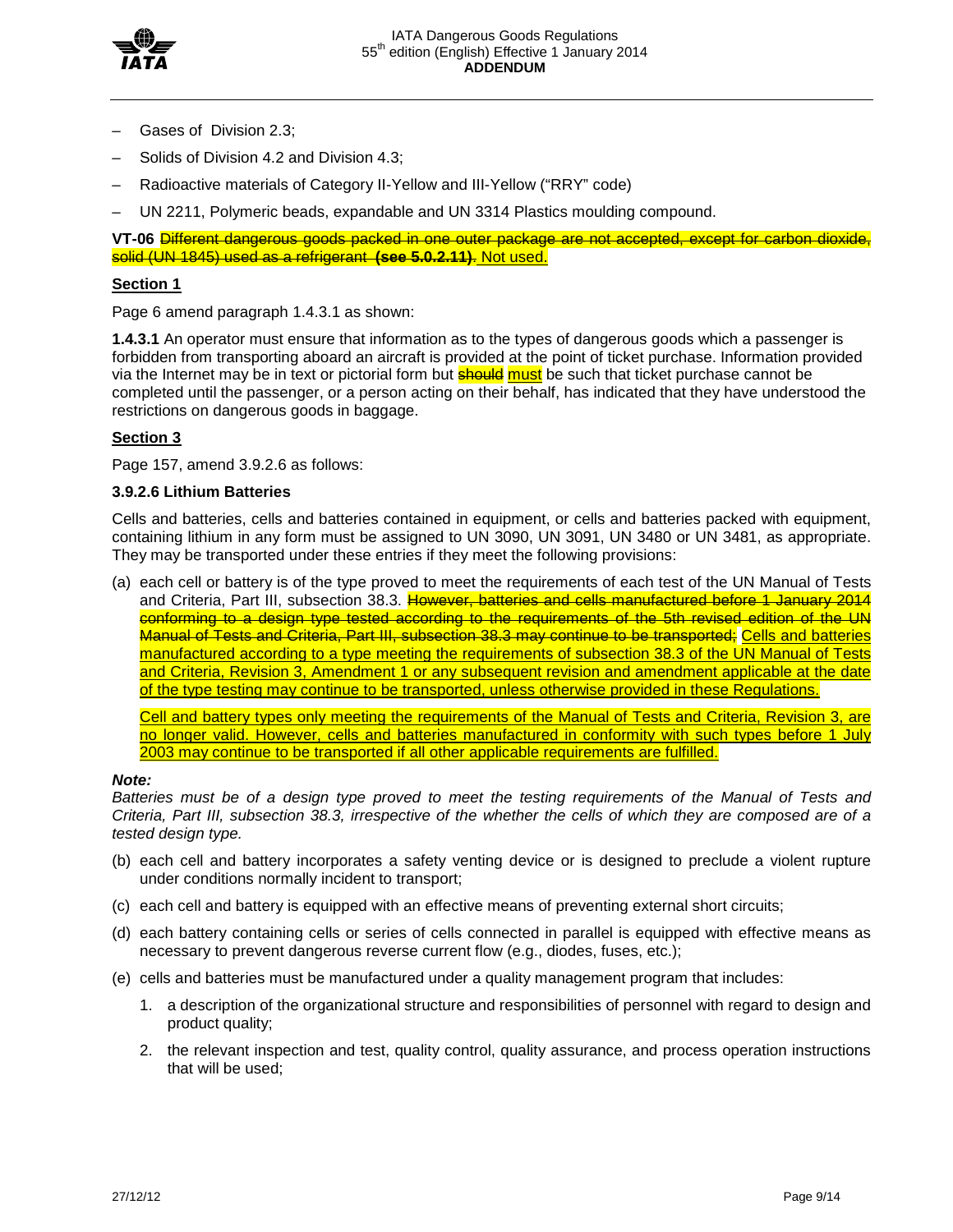- Gases of Division 2.3;
- Solids of Division 4.2 and Division 4.3;
- Radioactive materials of Category II-Yellow and III-Yellow ("RRY" code)
- UN 2211, Polymeric beads, expandable and UN 3314 Plastics moulding compound.

**VT-06** ~~Different dangerous goods packed in one outer package are not accepted, except for carbon dioxide, solid (UN 1845) used as a refrigerant~~ ~~**(see 5.0.2.11)**~~~~.~~ Not used.

**Section 1**

Page 6 amend paragraph 1.4.3.1 as shown:

**1.4.3.1** An operator must ensure that information as to the types of dangerous goods which a passenger is forbidden from transporting aboard an aircraft is provided at the point of ticket purchase. Information provided via the Internet may be in text or pictorial form but ~~should~~ must be such that ticket purchase cannot be completed until the passenger, or a person acting on their behalf, has indicated that they have understood the restrictions on dangerous goods in baggage.

**Section 3**

Page 157, amend 3.9.2.6 as follows:

**3.9.2.6 Lithium Batteries**

Cells and batteries, cells and batteries contained in equipment, or cells and batteries packed with equipment, containing lithium in any form must be assigned to UN 3090, UN 3091, UN 3480 or UN 3481, as appropriate. They may be transported under these entries if they meet the following provisions:

(a) each cell or battery is of the type proved to meet the requirements of each test of the UN Manual of Tests and Criteria, Part III, subsection 38.3. ~~However, batteries and cells manufactured before 1 January 2014 conforming to a design type tested according to the requirements of the 5th revised edition of the UN Manual of Tests and Criteria, Part III, subsection 38.3 may continue to be transported;~~ Cells and batteries manufactured according to a type meeting the requirements of subsection 38.3 of the UN Manual of Tests and Criteria, Revision 3, Amendment 1 or any subsequent revision and amendment applicable at the date of the type testing may continue to be transported, unless otherwise provided in these Regulations.

   Cell and battery types only meeting the requirements of the Manual of Tests and Criteria, Revision 3, are no longer valid. However, cells and batteries manufactured in conformity with such types before 1 July 2003 may continue to be transported if all other applicable requirements are fulfilled.

***Note:***
*Batteries must be of a design type proved to meet the testing requirements of the Manual of Tests and Criteria, Part III, subsection 38.3, irrespective of the whether the cells of which they are composed are of a tested design type.*

(b) each cell and battery incorporates a safety venting device or is designed to preclude a violent rupture under conditions normally incident to transport;

(c) each cell and battery is equipped with an effective means of preventing external short circuits;

(d) each battery containing cells or series of cells connected in parallel is equipped with effective means as necessary to prevent dangerous reverse current flow (e.g., diodes, fuses, etc.);

(e) cells and batteries must be manufactured under a quality management program that includes:

   1. a description of the organizational structure and responsibilities of personnel with regard to design and product quality;

   2. the relevant inspection and test, quality control, quality assurance, and process operation instructions that will be used;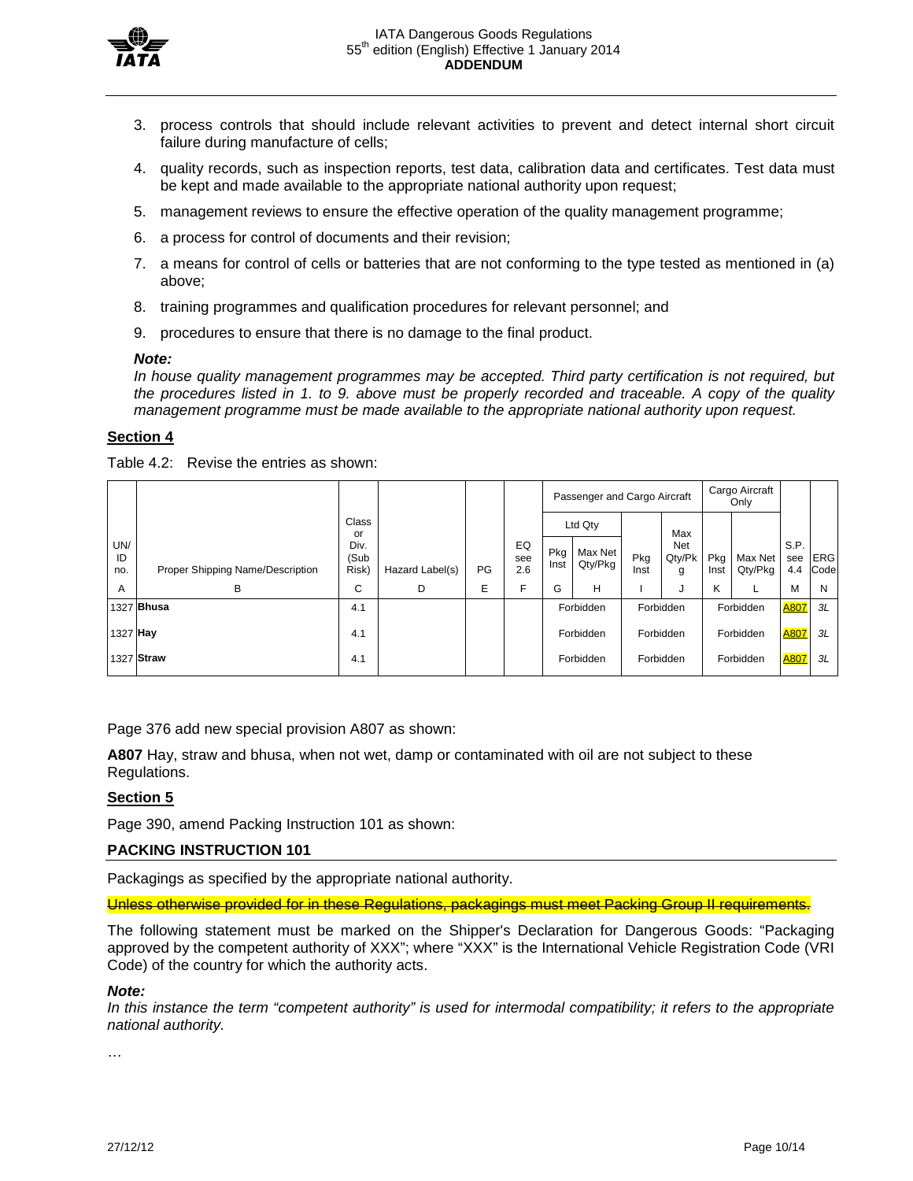3. process controls that should include relevant activities to prevent and detect internal short circuit failure during manufacture of cells;
4. quality records, such as inspection reports, test data, calibration data and certificates. Test data must be kept and made available to the appropriate national authority upon request;
5. management reviews to ensure the effective operation of the quality management programme;
6. a process for control of documents and their revision;
7. a means for control of cells or batteries that are not conforming to the type tested as mentioned in (a) above;
8. training programmes and qualification procedures for relevant personnel; and
9. procedures to ensure that there is no damage to the final product.

***Note:***
*In house quality management programmes may be accepted. Third party certification is not required, but the procedures listed in 1. to 9. above must be properly recorded and traceable. A copy of the quality management programme must be made available to the appropriate national authority upon request.*

## Section 4

Table 4.2: Revise the entries as shown:

| UN/ ID no. | Proper Shipping Name/Description | Class or Div. (Sub Risk) | Hazard Label(s) | PG | EQ see 2.6 | Passenger and Cargo Aircraft – Ltd Qty – Pkg Inst | Passenger and Cargo Aircraft – Ltd Qty – Max Net Qty/Pkg | Passenger and Cargo Aircraft – Pkg Inst | Passenger and Cargo Aircraft – Max Net Qty/Pkg | Cargo Aircraft Only – Pkg Inst | Cargo Aircraft Only – Max Net Qty/Pkg | S.P. see 4.4 | ERG Code |
|---|---|---|---|---|---|---|---|---|---|---|---|---|---|
| A | B | C | D | E | F | G | H | I | J | K | L | M | N |
| 1327 | **Bhusa** | 4.1 | | | | Forbidden | | Forbidden | | Forbidden | | A807 | *3L* |
| 1327 | **Hay** | 4.1 | | | | Forbidden | | Forbidden | | Forbidden | | A807 | *3L* |
| 1327 | **Straw** | 4.1 | | | | Forbidden | | Forbidden | | Forbidden | | A807 | *3L* |

Page 376 add new special provision A807 as shown:

**A807** Hay, straw and bhusa, when not wet, damp or contaminated with oil are not subject to these Regulations.

## Section 5

Page 390, amend Packing Instruction 101 as shown:

### PACKING INSTRUCTION 101

Packagings as specified by the appropriate national authority.

~~Unless otherwise provided for in these Regulations, packagings must meet Packing Group II requirements.~~

The following statement must be marked on the Shipper's Declaration for Dangerous Goods: "Packaging approved by the competent authority of XXX"; where "XXX" is the International Vehicle Registration Code (VRI Code) of the country for which the authority acts.

***Note:***
*In this instance the term "competent authority" is used for intermodal compatibility; it refers to the appropriate national authority.*

…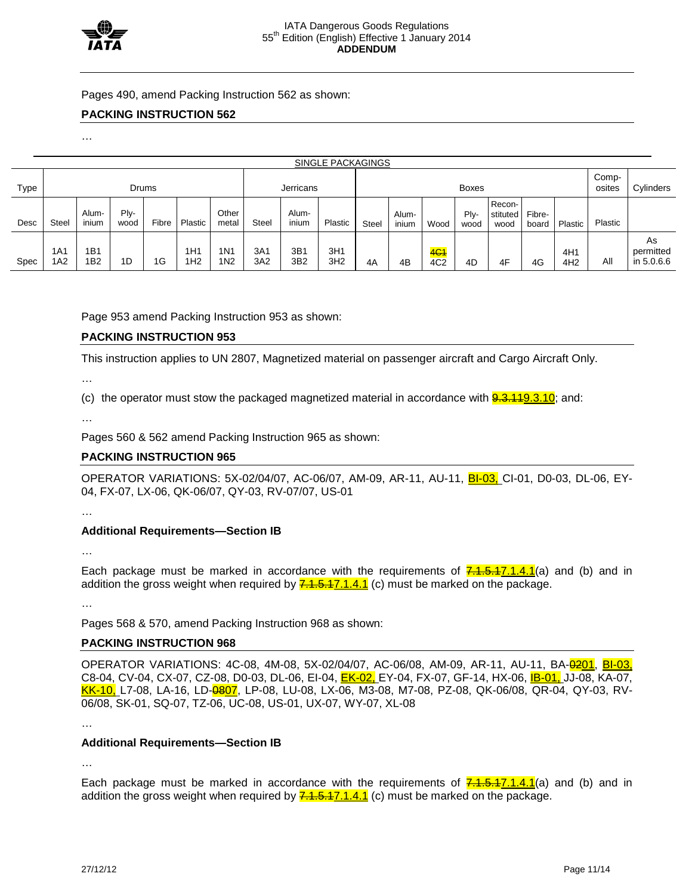Pages 490, amend Packing Instruction 562 as shown:

## PACKING INSTRUCTION 562

…

| SINGLE PACKAGINGS | | | | | | | | | | | | | | | | | | | |
|---|---|---|---|---|---|---|---|---|---|---|---|---|---|---|---|---|---|---|---|
| Type | Drums | | | | | | Jerricans | | | Boxes | | | | | | | | Comp-osites | Cylinders |
| Desc | Steel | Alum-inium | Ply-wood | Fibre | Plastic | Other metal | Steel | Alum-inium | Plastic | Steel | Alum-inium | Wood | Ply-wood | Recon-stituted wood | Fibre-board | Plastic | | Plastic | |
| Spec | 1A1 1A2 | 1B1 1B2 | 1D | 1G | 1H1 1H2 | 1N1 1N2 | 3A1 3A2 | 3B1 3B2 | 3H1 3H2 | 4A | 4B | ~~4C1~~ 4C2 | 4D | 4F | 4G | 4H1 4H2 | | All | As permitted in 5.0.6.6 |

Page 953 amend Packing Instruction 953 as shown:

## PACKING INSTRUCTION 953

This instruction applies to UN 2807, Magnetized material on passenger aircraft and Cargo Aircraft Only.

…

(c) the operator must stow the packaged magnetized material in accordance with ~~9.3.11~~9.3.10; and:

…

Pages 560 & 562 amend Packing Instruction 965 as shown:

## PACKING INSTRUCTION 965

OPERATOR VARIATIONS: 5X-02/04/07, AC-06/07, AM-09, AR-11, AU-11, BI-03, CI-01, D0-03, DL-06, EY-04, FX-07, LX-06, QK-06/07, QY-03, RV-07/07, US-01

…

**Additional Requirements—Section IB**

…

Each package must be marked in accordance with the requirements of ~~7.1.5.1~~7.1.4.1(a) and (b) and in addition the gross weight when required by ~~7.1.5.1~~7.1.4.1 (c) must be marked on the package.

…

Pages 568 & 570, amend Packing Instruction 968 as shown:

## PACKING INSTRUCTION 968

OPERATOR VARIATIONS: 4C-08, 4M-08, 5X-02/04/07, AC-06/08, AM-09, AR-11, AU-11, BA-~~02~~01, BI-03, C8-04, CV-04, CX-07, CZ-08, D0-03, DL-06, EI-04, EK-02, EY-04, FX-07, GF-14, HX-06, IB-01, JJ-08, KA-07, KK-10, L7-08, LA-16, LD-~~08~~07, LP-08, LU-08, LX-06, M3-08, M7-08, PZ-08, QK-06/08, QR-04, QY-03, RV-06/08, SK-01, SQ-07, TZ-06, UC-08, US-01, UX-07, WY-07, XL-08

…

**Additional Requirements—Section IB**

…

Each package must be marked in accordance with the requirements of ~~7.1.5.1~~7.1.4.1(a) and (b) and in addition the gross weight when required by ~~7.1.5.1~~7.1.4.1 (c) must be marked on the package.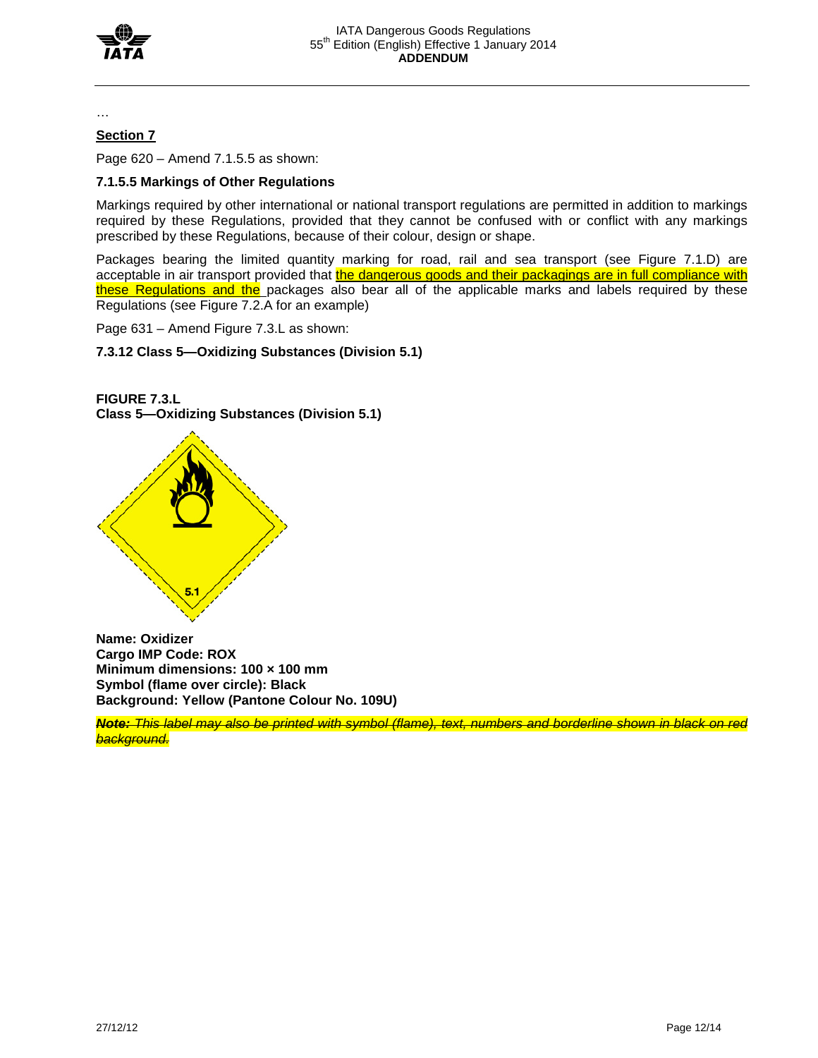…

## Section 7

Page 620 – Amend 7.1.5.5 as shown:

### 7.1.5.5 Markings of Other Regulations

Markings required by other international or national transport regulations are permitted in addition to markings required by these Regulations, provided that they cannot be confused with or conflict with any markings prescribed by these Regulations, because of their colour, design or shape.

Packages bearing the limited quantity marking for road, rail and sea transport (see Figure 7.1.D) are acceptable in air transport provided that the dangerous goods and their packagings are in full compliance with these Regulations and the packages also bear all of the applicable marks and labels required by these Regulations (see Figure 7.2.A for an example)

Page 631 – Amend Figure 7.3.L as shown:

### 7.3.12 Class 5—Oxidizing Substances (Division 5.1)

**FIGURE 7.3.L**
**Class 5—Oxidizing Substances (Division 5.1)**

**Name: Oxidizer**
**Cargo IMP Code: ROX**
**Minimum dimensions: 100 × 100 mm**
**Symbol (flame over circle): Black**
**Background: Yellow (Pantone Colour No. 109U)**

~~***Note:*** *This label may also be printed with symbol (flame), text, numbers and borderline shown in black on red background.*~~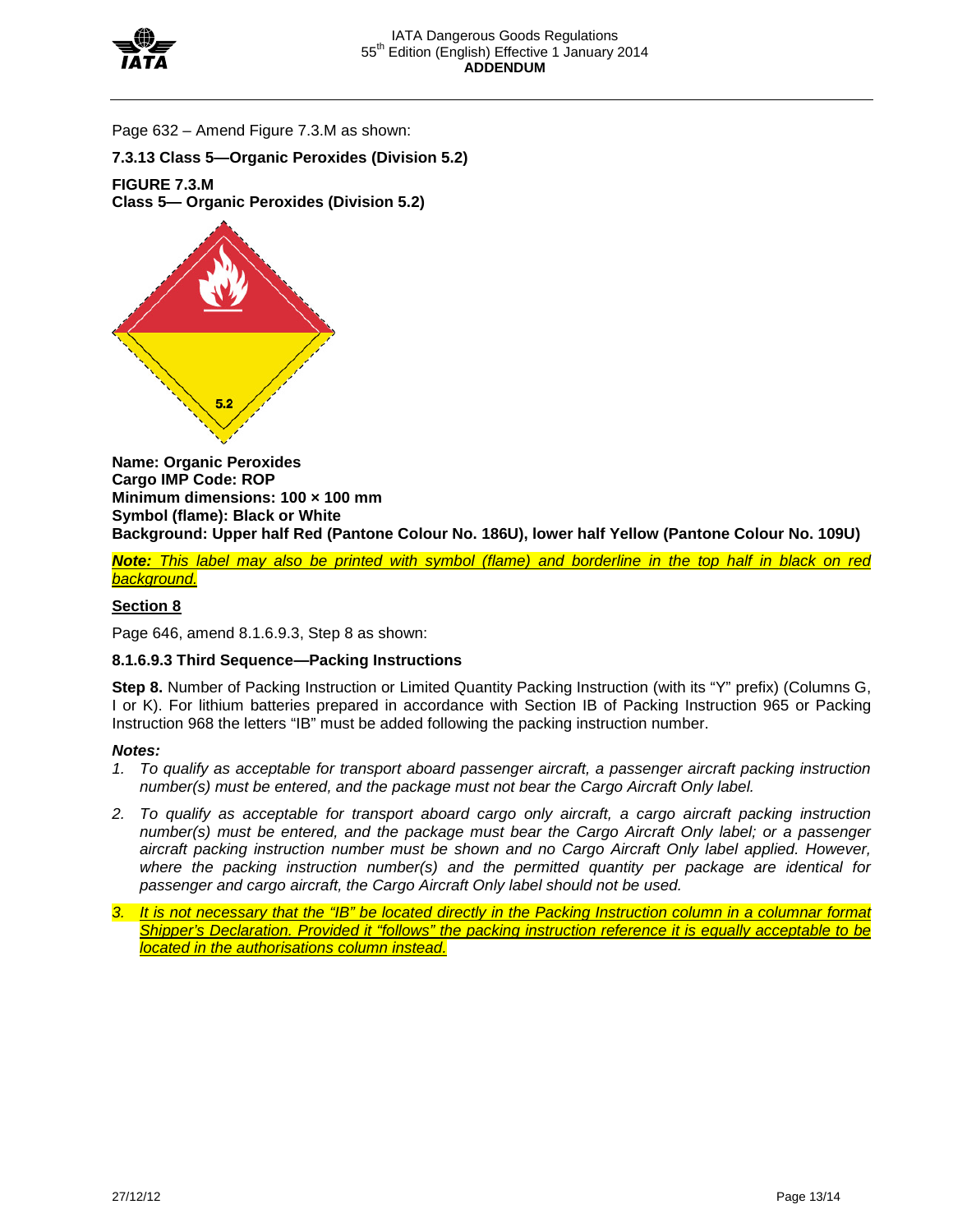Page 632 – Amend Figure 7.3.M as shown:

**7.3.13 Class 5—Organic Peroxides (Division 5.2)**

**FIGURE 7.3.M**
**Class 5— Organic Peroxides (Division 5.2)**

**Name: Organic Peroxides**
**Cargo IMP Code: ROP**
**Minimum dimensions: 100 × 100 mm**
**Symbol (flame): Black or White**
**Background: Upper half Red (Pantone Colour No. 186U), lower half Yellow (Pantone Colour No. 109U)**

***Note:*** *This label may also be printed with symbol (flame) and borderline in the top half in black on red background.*

**Section 8**

Page 646, amend 8.1.6.9.3, Step 8 as shown:

**8.1.6.9.3 Third Sequence—Packing Instructions**

**Step 8.** Number of Packing Instruction or Limited Quantity Packing Instruction (with its "Y" prefix) (Columns G, I or K). For lithium batteries prepared in accordance with Section IB of Packing Instruction 965 or Packing Instruction 968 the letters "IB" must be added following the packing instruction number.

***Notes:***

1. *To qualify as acceptable for transport aboard passenger aircraft, a passenger aircraft packing instruction number(s) must be entered, and the package must not bear the Cargo Aircraft Only label.*
2. *To qualify as acceptable for transport aboard cargo only aircraft, a cargo aircraft packing instruction number(s) must be entered, and the package must bear the Cargo Aircraft Only label; or a passenger aircraft packing instruction number must be shown and no Cargo Aircraft Only label applied. However, where the packing instruction number(s) and the permitted quantity per package are identical for passenger and cargo aircraft, the Cargo Aircraft Only label should not be used.*
3. *It is not necessary that the "IB" be located directly in the Packing Instruction column in a columnar format Shipper's Declaration. Provided it "follows" the packing instruction reference it is equally acceptable to be located in the authorisations column instead.*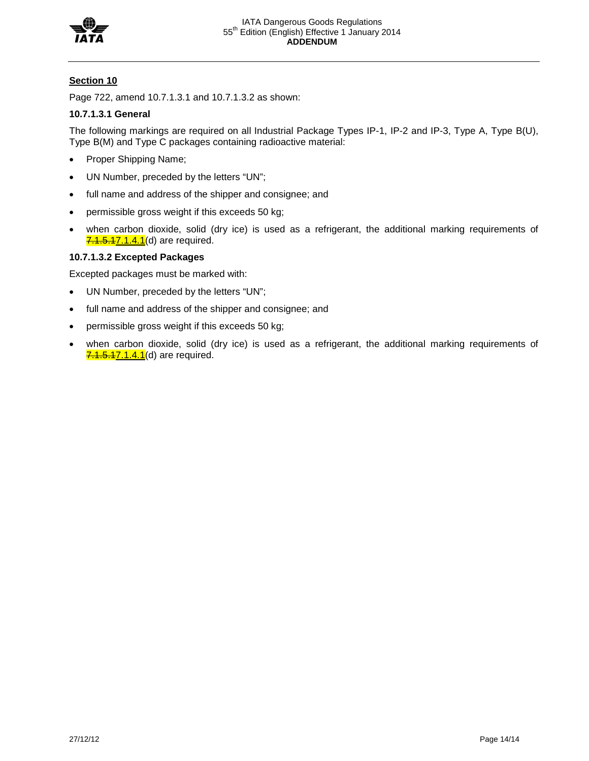## Section 10

Page 722, amend 10.7.1.3.1 and 10.7.1.3.2 as shown:

### 10.7.1.3.1 General

The following markings are required on all Industrial Package Types IP-1, IP-2 and IP-3, Type A, Type B(U), Type B(M) and Type C packages containing radioactive material:

- Proper Shipping Name;
- UN Number, preceded by the letters "UN";
- full name and address of the shipper and consignee; and
- permissible gross weight if this exceeds 50 kg;
- when carbon dioxide, solid (dry ice) is used as a refrigerant, the additional marking requirements of ~~7.1.5.1~~7.1.4.1(d) are required.

### 10.7.1.3.2 Excepted Packages

Excepted packages must be marked with:

- UN Number, preceded by the letters "UN";
- full name and address of the shipper and consignee; and
- permissible gross weight if this exceeds 50 kg;
- when carbon dioxide, solid (dry ice) is used as a refrigerant, the additional marking requirements of ~~7.1.5.1~~7.1.4.1(d) are required.